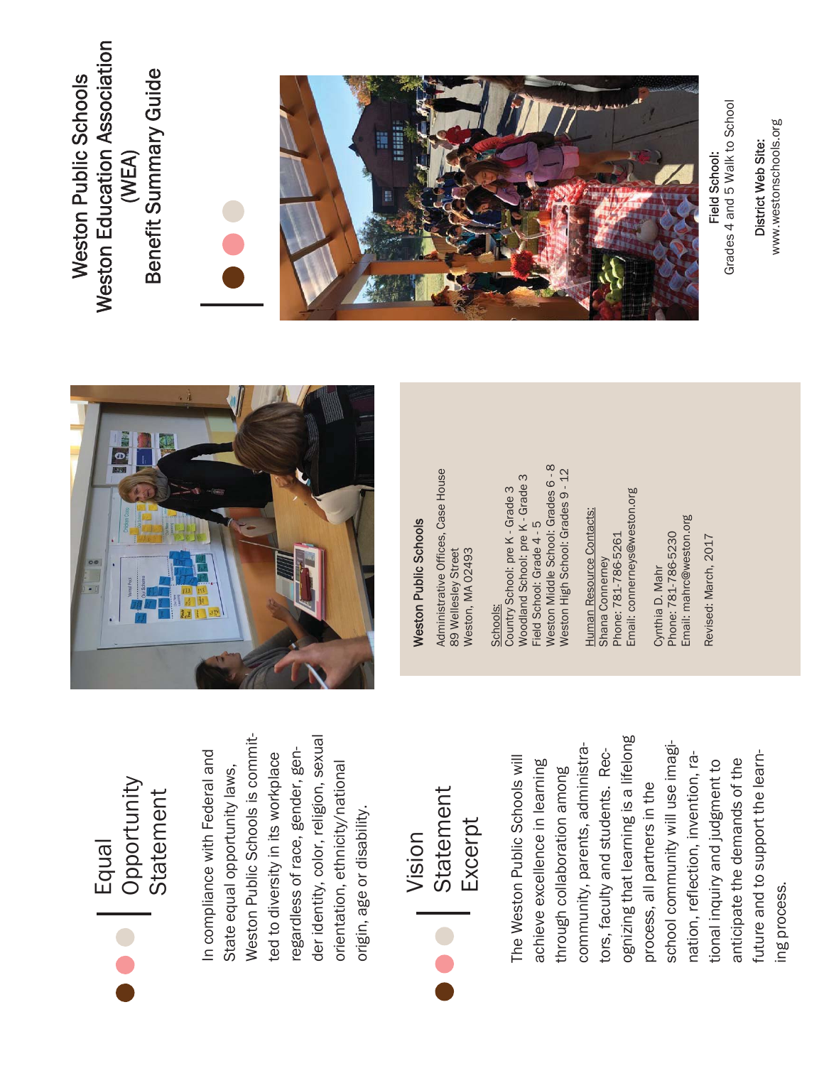# Weston Public Schools
# Weston Education Association (WEA)
# Benefit Summary Guide

**Field School:**
Grades 4 and 5 Walk to School

**District Web Site:**
www.westonschools.org

**Weston Public Schools**

Administrative Offices, Case House
89 Wellesley Street
Weston, MA 02493

Schools:
Country School: pre K - Grade 3
Woodland School: pre K - Grade 3
Field School: Grade 4 - 5
Weston Middle School: Grades 6 - 8
Weston High School: Grades 9 - 12

Human Resource Contacts:
Shana Connerney
Phone: 781-786-5261
Email: connerneys@weston.org

Cynthia D. Mahr
Phone: 781-786-5230
Email: mahrc@weston.org

Revised: March, 2017

## Equal Opportunity Statement

In compliance with Federal and State equal opportunity laws, Weston Public Schools is committed to diversity in its workplace regardless of race, gender, gender identity, color, religion, sexual orientation, ethnicity/national origin, age or disability.

## Vision Statement Excerpt

The Weston Public Schools will achieve excellence in learning through collaboration among community, parents, administrators, faculty and students. Recognizing that learning is a lifelong process, all partners in the school community will use imagination, reflection, invention, rational inquiry and judgment to anticipate the demands of the future and to support the learning process.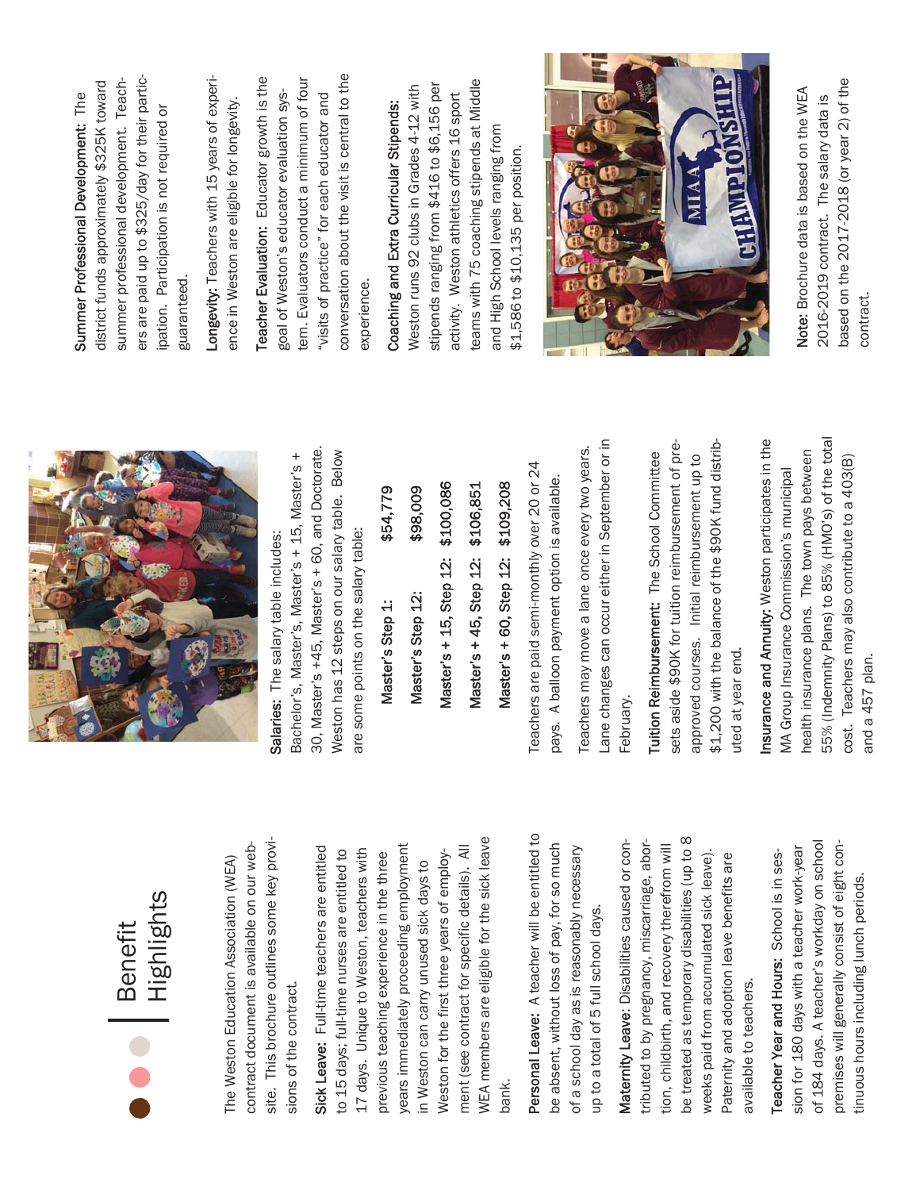# Benefit Highlights

The Weston Education Association (WEA) contract document is available on our website. This brochure outlines some key provisions of the contract.

**Sick Leave:** Full-time teachers are entitled to 15 days; full-time nurses are entitled to 17 days. Unique to Weston, teachers with previous teaching experience in the three years immediately proceeding employment in Weston can carry unused sick days to Weston for the first three years of employment (see contract for specific details). All WEA members are eligible for the sick leave bank.

**Personal Leave:** A teacher will be entitled to be absent, without loss of pay, for so much of a school day as is reasonably necessary up to a total of 5 full school days.

**Maternity Leave:** Disabilities caused or contributed to by pregnancy, miscarriage, abortion, childbirth, and recovery therefrom will be treated as temporary disabilities (up to 8 weeks paid from accumulated sick leave). Paternity and adoption leave benefits are available to teachers.

**Teacher Year and Hours:** School is in session for 180 days with a teacher work-year of 184 days. A teacher's workday on school premises will generally consist of eight continuous hours including lunch periods.

**Salaries:** The salary table includes: Bachelor's, Master's, Master's + 15, Master's + 30, Master's +45, Master's + 60, and Doctorate. Weston has 12 steps on our salary table. Below are some points on the salary table:

| | |
|---|---|
| Master's Step 1: | $54,779 |
| Master's Step 12: | $98,009 |
| Master's + 15, Step 12: | $100,086 |
| Master's + 45, Step 12: | $106,851 |
| Master's + 60, Step 12: | $109,208 |

Teachers are paid semi-monthly over 20 or 24 pays. A balloon payment option is available.

Teachers may move a lane once every two years. Lane changes can occur either in September or in February.

**Tuition Reimbursement:** The School Committee sets aside $90K for tuition reimbursement of pre-approved courses. Initial reimbursement up to $1,200 with the balance of the $90K fund distributed at year end.

**Insurance and Annuity:** Weston participates in the MA Group Insurance Commission's municipal health insurance plans. The town pays between 55% (Indemnity Plans) to 85% (HMO's) of the total cost. Teachers may also contribute to a 403(B) and a 457 plan.

**Summer Professional Development:** The district funds approximately $325K toward summer professional development. Teachers are paid up to $325/day for their participation. Participation is not required or guaranteed.

**Longevity:** Teachers with 15 years of experience in Weston are eligible for longevity.

**Teacher Evaluation:** Educator growth is the goal of Weston's educator evaluation system. Evaluators conduct a minimum of four "visits of practice" for each educator and conversation about the visit is central to the experience.

**Coaching and Extra Curricular Stipends:** Weston runs 92 clubs in Grades 4-12 with stipends ranging from $416 to $6,156 per activity. Weston athletics offers 16 sport teams with 75 coaching stipends at Middle and High School levels ranging from $1,586 to $10,135 per position.

**Note:** Brochure data is based on the WEA 2016-2019 contract. The salary data is based on the 2017-2018 (or year 2) of the contract.